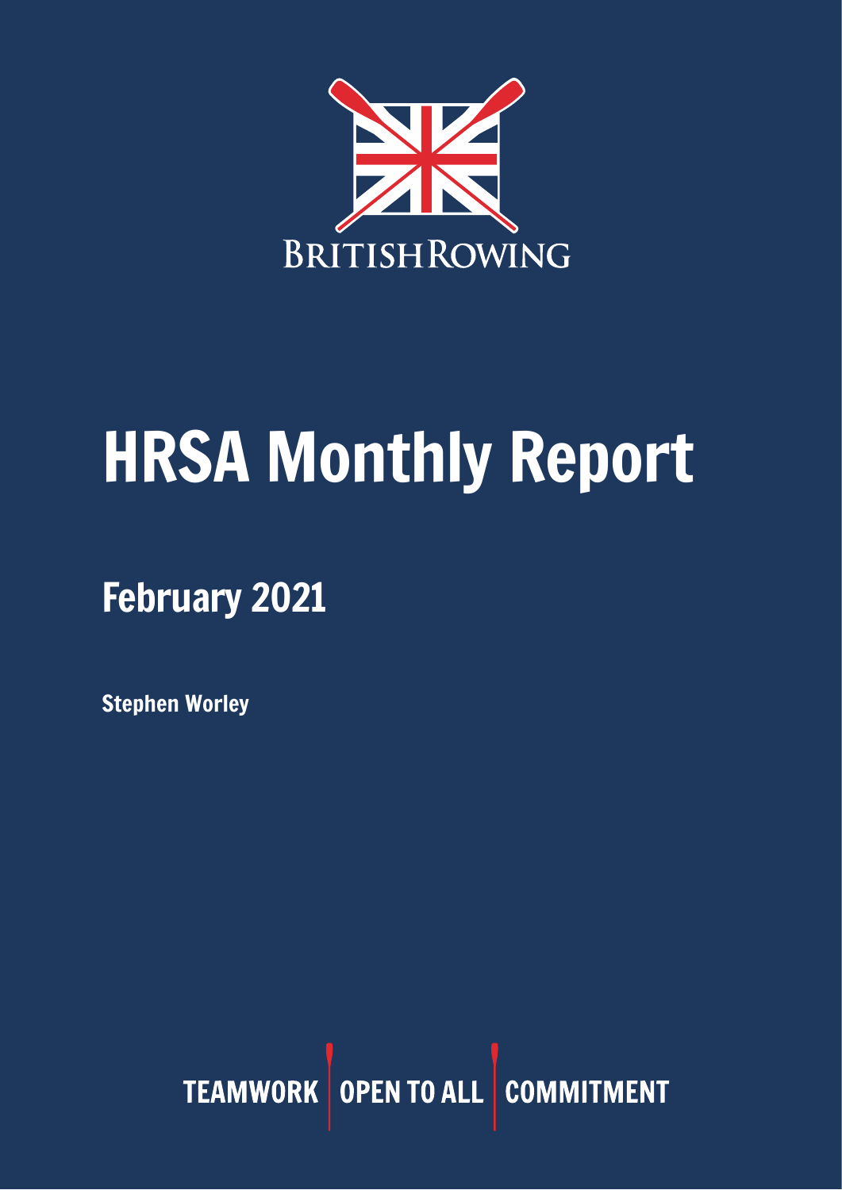BRITISHROWING

# HRSA Monthly Report

## February 2021

**Stephen Worley**

TEAMWORK | OPEN TO ALL | COMMITMENT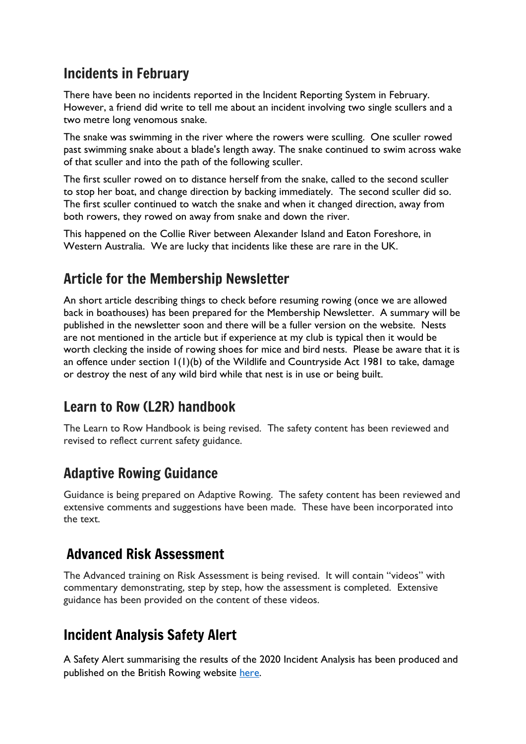## Incidents in February

There have been no incidents reported in the Incident Reporting System in February. However, a friend did write to tell me about an incident involving two single scullers and a two metre long venomous snake.

The snake was swimming in the river where the rowers were sculling. One sculler rowed past swimming snake about a blade's length away. The snake continued to swim across wake of that sculler and into the path of the following sculler.

The first sculler rowed on to distance herself from the snake, called to the second sculler to stop her boat, and change direction by backing immediately. The second sculler did so. The first sculler continued to watch the snake and when it changed direction, away from both rowers, they rowed on away from snake and down the river.

This happened on the Collie River between Alexander Island and Eaton Foreshore, in Western Australia. We are lucky that incidents like these are rare in the UK.

## Article for the Membership Newsletter

An short article describing things to check before resuming rowing (once we are allowed back in boathouses) has been prepared for the Membership Newsletter. A summary will be published in the newsletter soon and there will be a fuller version on the website. Nests are not mentioned in the article but if experience at my club is typical then it would be worth clecking the inside of rowing shoes for mice and bird nests. Please be aware that it is an offence under section 1(1)(b) of the Wildlife and Countryside Act 1981 to take, damage or destroy the nest of any wild bird while that nest is in use or being built.

## Learn to Row (L2R) handbook

The Learn to Row Handbook is being revised. The safety content has been reviewed and revised to reflect current safety guidance.

## Adaptive Rowing Guidance

Guidance is being prepared on Adaptive Rowing. The safety content has been reviewed and extensive comments and suggestions have been made. These have been incorporated into the text.

## Advanced Risk Assessment

The Advanced training on Risk Assessment is being revised. It will contain "videos" with commentary demonstrating, step by step, how the assessment is completed. Extensive guidance has been provided on the content of these videos.

## Incident Analysis Safety Alert

A Safety Alert summarising the results of the 2020 Incident Analysis has been produced and published on the British Rowing website [here](#).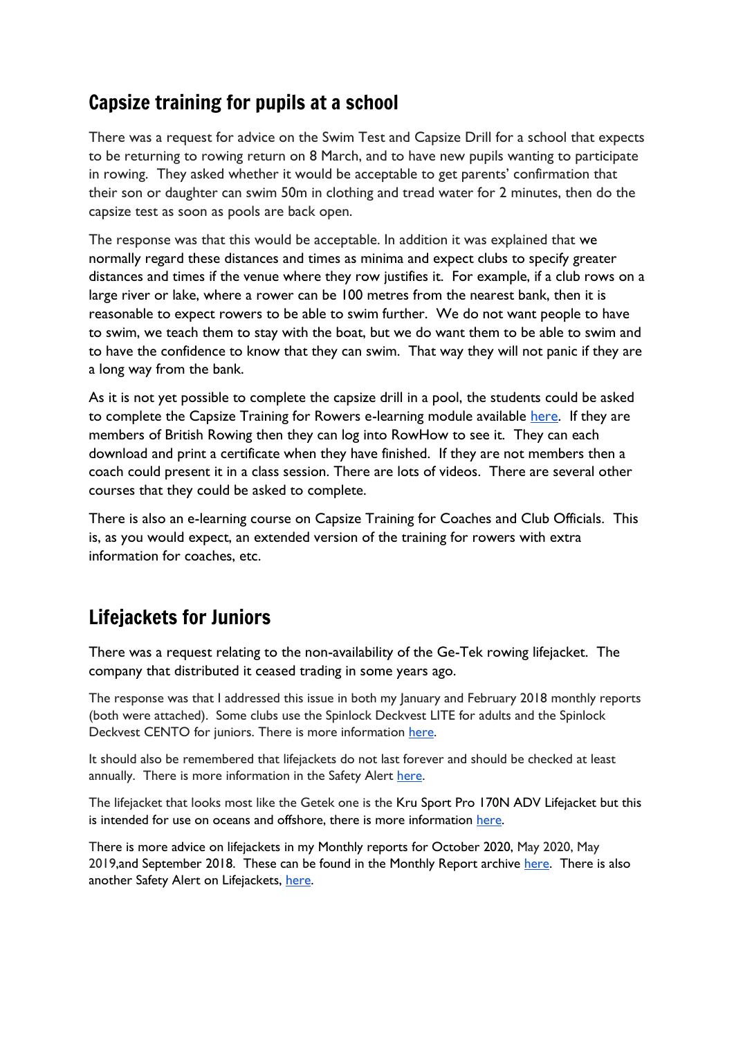## Capsize training for pupils at a school

There was a request for advice on the Swim Test and Capsize Drill for a school that expects to be returning to rowing return on 8 March, and to have new pupils wanting to participate in rowing. They asked whether it would be acceptable to get parents' confirmation that their son or daughter can swim 50m in clothing and tread water for 2 minutes, then do the capsize test as soon as pools are back open.

The response was that this would be acceptable. In addition it was explained that we normally regard these distances and times as minima and expect clubs to specify greater distances and times if the venue where they row justifies it. For example, if a club rows on a large river or lake, where a rower can be 100 metres from the nearest bank, then it is reasonable to expect rowers to be able to swim further. We do not want people to have to swim, we teach them to stay with the boat, but we do want them to be able to swim and to have the confidence to know that they can swim. That way they will not panic if they are a long way from the bank.

As it is not yet possible to complete the capsize drill in a pool, the students could be asked to complete the Capsize Training for Rowers e-learning module available here. If they are members of British Rowing then they can log into RowHow to see it. They can each download and print a certificate when they have finished. If they are not members then a coach could present it in a class session. There are lots of videos. There are several other courses that they could be asked to complete.

There is also an e-learning course on Capsize Training for Coaches and Club Officials. This is, as you would expect, an extended version of the training for rowers with extra information for coaches, etc.

## Lifejackets for Juniors

There was a request relating to the non-availability of the Ge-Tek rowing lifejacket. The company that distributed it ceased trading in some years ago.

The response was that I addressed this issue in both my January and February 2018 monthly reports (both were attached). Some clubs use the Spinlock Deckvest LITE for adults and the Spinlock Deckvest CENTO for juniors. There is more information here.

It should also be remembered that lifejackets do not last forever and should be checked at least annually. There is more information in the Safety Alert here.

The lifejacket that looks most like the Getek one is the Kru Sport Pro 170N ADV Lifejacket but this is intended for use on oceans and offshore, there is more information here.

There is more advice on lifejackets in my Monthly reports for October 2020, May 2020, May 2019,and September 2018. These can be found in the Monthly Report archive here. There is also another Safety Alert on Lifejackets, here.